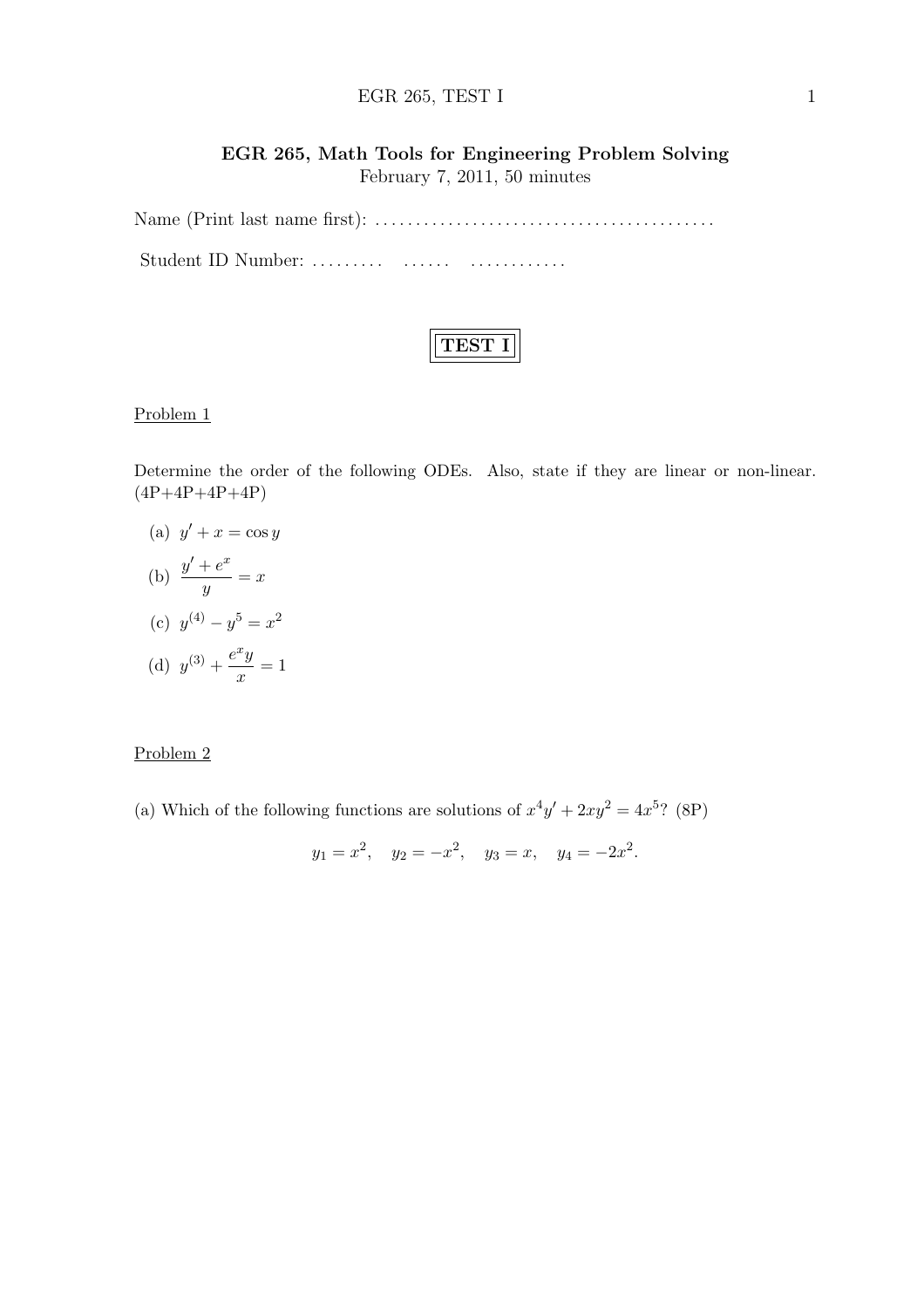# EGR 265, Math Tools for Engineering Problem Solving

February 7, 2011, 50 minutes

Name (Print last name first): ..........................................

Student ID Number: ......... ...... ............

**TEST I**

## Problem 1

Determine the order of the following ODEs. Also, state if they are linear or non-linear. (4P+4P+4P+4P)

(a) $y' + x = \cos y$

(b) $\dfrac{y' + e^x}{y} = x$

(c) $y^{(4)} - y^5 = x^2$

(d) $y^{(3)} + \dfrac{e^x y}{x} = 1$

## Problem 2

(a) Which of the following functions are solutions of $x^4 y' + 2xy^2 = 4x^5$? (8P)

$$y_1 = x^2, \quad y_2 = -x^2, \quad y_3 = x, \quad y_4 = -2x^2.$$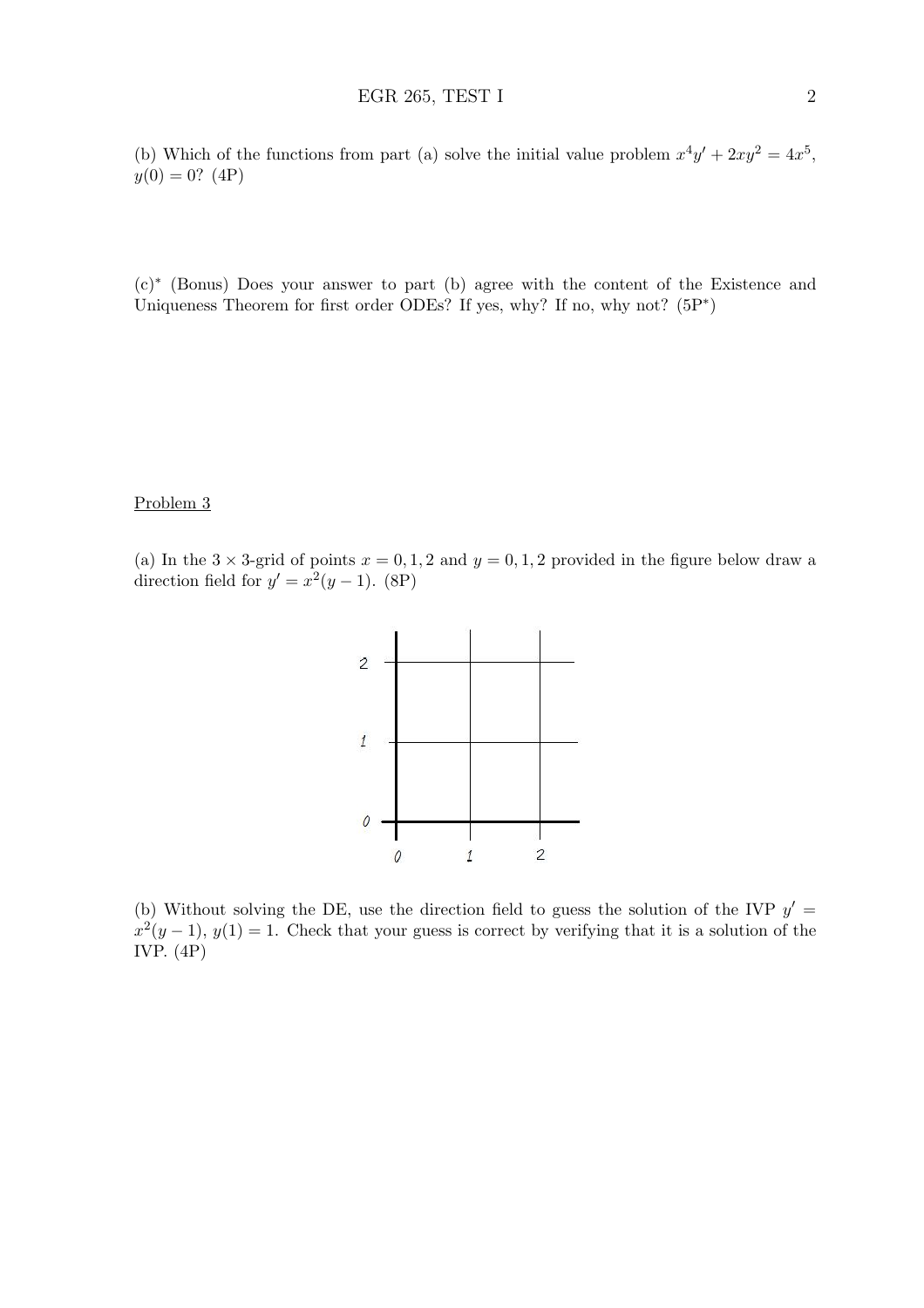(b) Which of the functions from part (a) solve the initial value problem $x^4 y' + 2xy^2 = 4x^5$, $y(0) = 0$? (4P)

(c)* (Bonus) Does your answer to part (b) agree with the content of the Existence and Uniqueness Theorem for first order ODEs? If yes, why? If no, why not? (5P*)

Problem 3

(a) In the $3 \times 3$-grid of points $x = 0, 1, 2$ and $y = 0, 1, 2$ provided in the figure below draw a direction field for $y' = x^2(y - 1)$. (8P)

(b) Without solving the DE, use the direction field to guess the solution of the IVP $y' = x^2(y - 1)$, $y(1) = 1$. Check that your guess is correct by verifying that it is a solution of the IVP. (4P)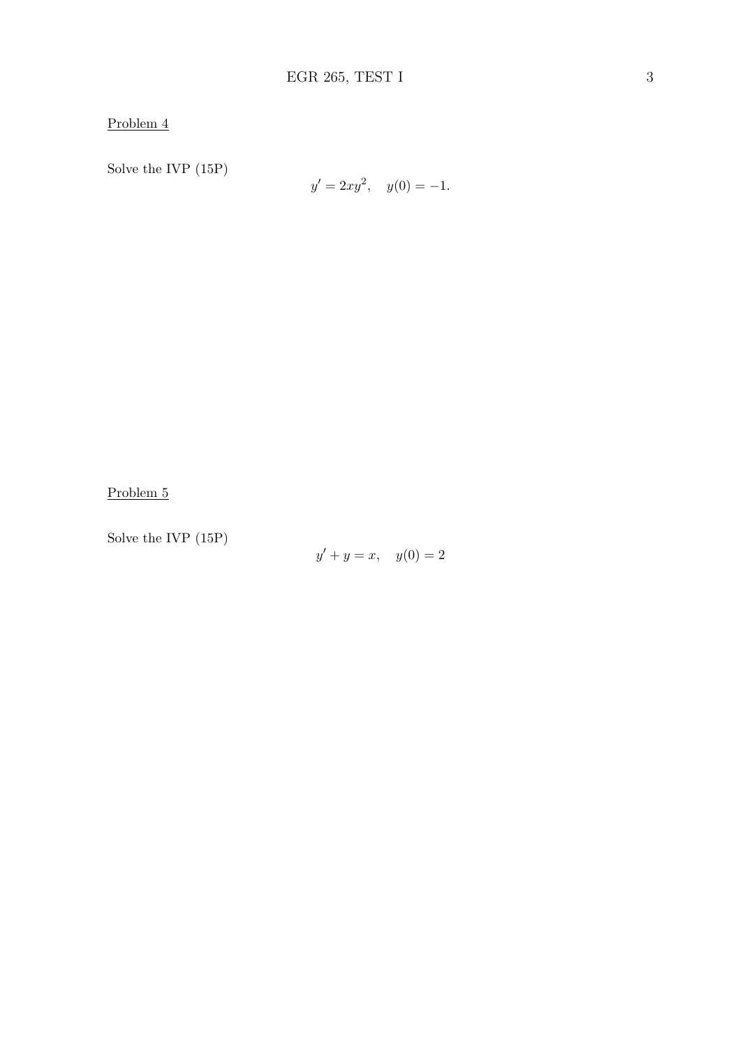Problem 4

Solve the IVP (15P)

$$y' = 2xy^2, \quad y(0) = -1.$$

Problem 5

Solve the IVP (15P)

$$y' + y = x, \quad y(0) = 2$$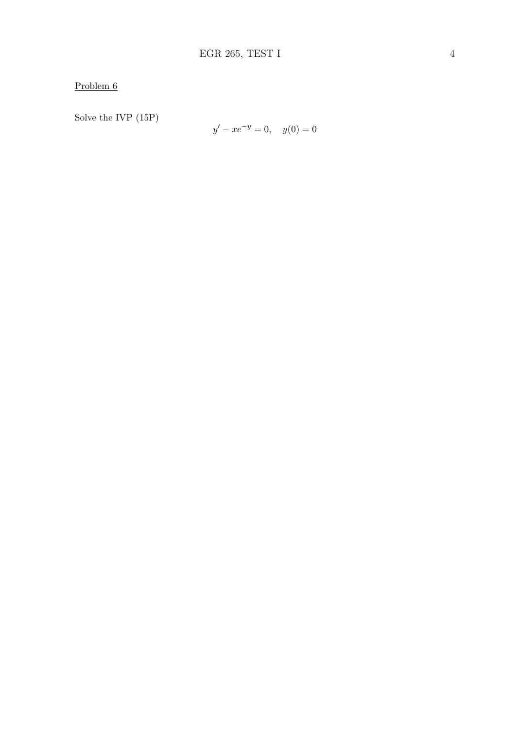Problem 6

Solve the IVP (15P)

$$y' - xe^{-y} = 0, \quad y(0) = 0$$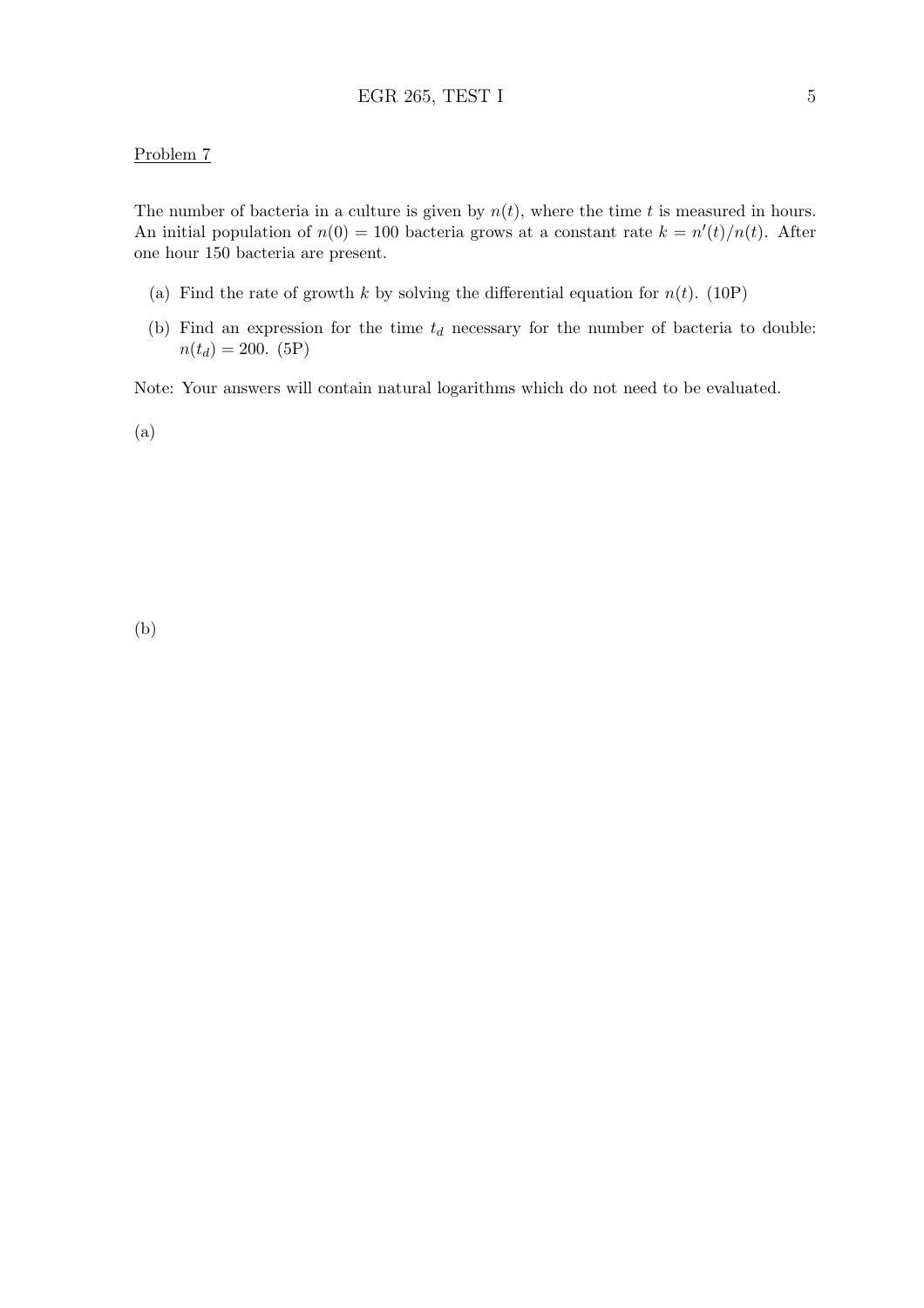Problem 7

The number of bacteria in a culture is given by $n(t)$, where the time $t$ is measured in hours. An initial population of $n(0) = 100$ bacteria grows at a constant rate $k = n'(t)/n(t)$. After one hour 150 bacteria are present.

(a) Find the rate of growth $k$ by solving the differential equation for $n(t)$. (10P)

(b) Find an expression for the time $t_d$ necessary for the number of bacteria to double: $n(t_d) = 200$. (5P)

Note: Your answers will contain natural logarithms which do not need to be evaluated.

(a)

(b)